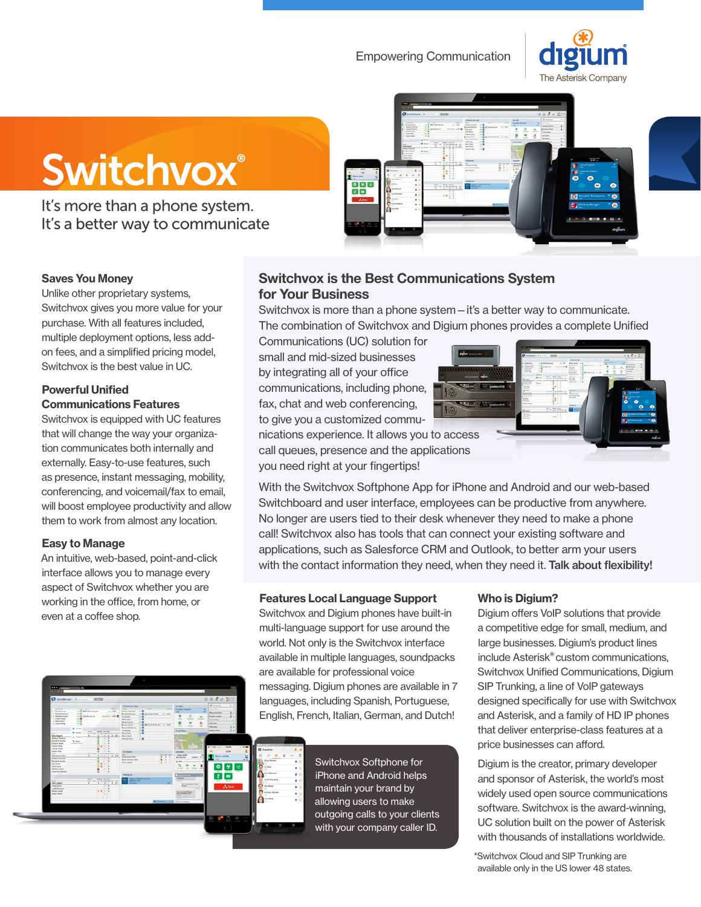Empowering Communication

digium
The Asterisk Company

# Switchvox®

It's more than a phone system.
It's a better way to communicate

### Saves You Money

Unlike other proprietary systems, Switchvox gives you more value for your purchase. With all features included, multiple deployment options, less add-on fees, and a simplified pricing model, Switchvox is the best value in UC.

### Powerful Unified Communications Features

Switchvox is equipped with UC features that will change the way your organization communicates both internally and externally. Easy-to-use features, such as presence, instant messaging, mobility, conferencing, and voicemail/fax to email, will boost employee productivity and allow them to work from almost any location.

### Easy to Manage

An intuitive, web-based, point-and-click interface allows you to manage every aspect of Switchvox whether you are working in the office, from home, or even at a coffee shop.

## Switchvox is the Best Communications System for Your Business

Switchvox is more than a phone system – it's a better way to communicate. The combination of Switchvox and Digium phones provides a complete Unified Communications (UC) solution for small and mid-sized businesses by integrating all of your office communications, including phone, fax, chat and web conferencing, to give you a customized communications experience. It allows you to access call queues, presence and the applications you need right at your fingertips!

With the Switchvox Softphone App for iPhone and Android and our web-based Switchboard and user interface, employees can be productive from anywhere. No longer are users tied to their desk whenever they need to make a phone call! Switchvox also has tools that can connect your existing software and applications, such as Salesforce CRM and Outlook, to better arm your users with the contact information they need, when they need it. **Talk about flexibility!**

### Features Local Language Support

Switchvox and Digium phones have built-in multi-language support for use around the world. Not only is the Switchvox interface available in multiple languages, soundpacks are available for professional voice messaging. Digium phones are available in 7 languages, including Spanish, Portuguese, English, French, Italian, German, and Dutch!

Switchvox Softphone for iPhone and Android helps maintain your brand by allowing users to make outgoing calls to your clients with your company caller ID.

### Who is Digium?

Digium offers VoIP solutions that provide a competitive edge for small, medium, and large businesses. Digium's product lines include Asterisk® custom communications, Switchvox Unified Communications, Digium SIP Trunking, a line of VoIP gateways designed specifically for use with Switchvox and Asterisk, and a family of HD IP phones that deliver enterprise-class features at a price businesses can afford.

Digium is the creator, primary developer and sponsor of Asterisk, the world's most widely used open source communications software. Switchvox is the award-winning, UC solution built on the power of Asterisk with thousands of installations worldwide.

*Switchvox Cloud and SIP Trunking are available only in the US lower 48 states.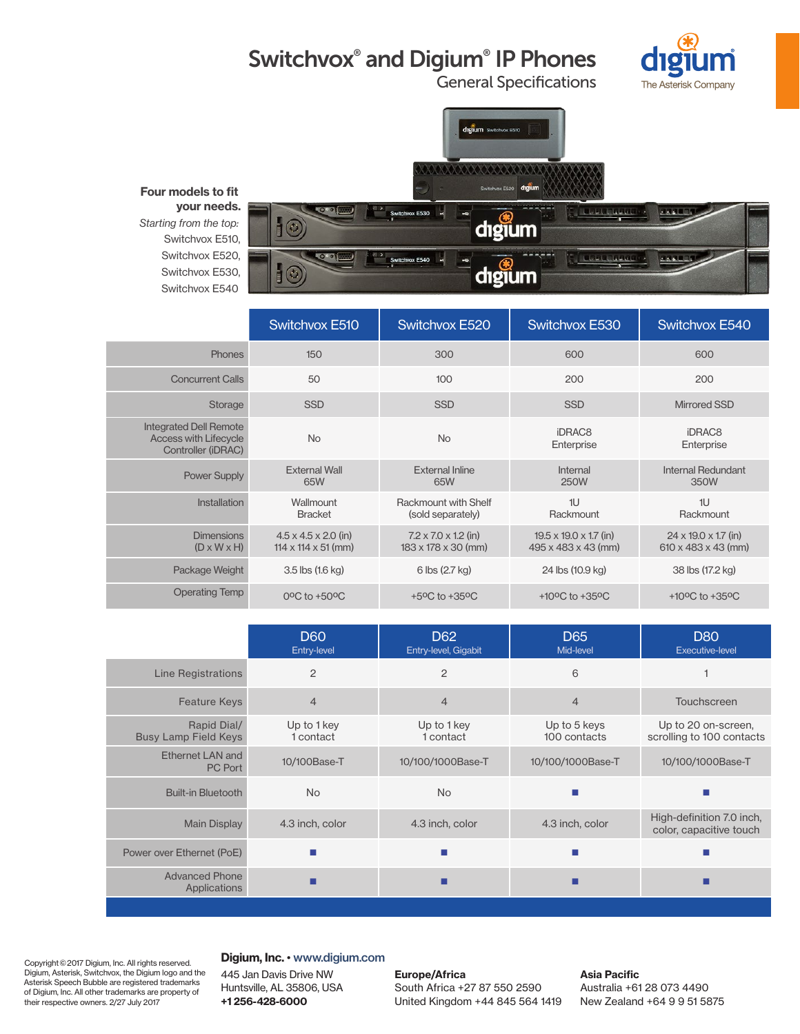# Switchvox® and Digium® IP Phones

## General Specifications

digium
The Asterisk Company

**Four models to fit your needs.**

*Starting from the top:*
Switchvox E510,
Switchvox E520,
Switchvox E530,
Switchvox E540

| | Switchvox E510 | Switchvox E520 | Switchvox E530 | Switchvox E540 |
|---|---|---|---|---|
| Phones | 150 | 300 | 600 | 600 |
| Concurrent Calls | 50 | 100 | 200 | 200 |
| Storage | SSD | SSD | SSD | Mirrored SSD |
| Integrated Dell Remote Access with Lifecycle Controller (iDRAC) | No | No | iDRAC8 Enterprise | iDRAC8 Enterprise |
| Power Supply | External Wall 65W | External Inline 65W | Internal 250W | Internal Redundant 350W |
| Installation | Wallmount Bracket | Rackmount with Shelf (sold separately) | 1U Rackmount | 1U Rackmount |
| Dimensions (D x W x H) | 4.5 x 4.5 x 2.0 (in) 114 x 114 x 51 (mm) | 7.2 x 7.0 x 1.2 (in) 183 x 178 x 30 (mm) | 19.5 x 19.0 x 1.7 (in) 495 x 483 x 43 (mm) | 24 x 19.0 x 1.7 (in) 610 x 483 x 43 (mm) |
| Package Weight | 3.5 lbs (1.6 kg) | 6 lbs (2.7 kg) | 24 lbs (10.9 kg) | 38 lbs (17.2 kg) |
| Operating Temp | 0ºC to +50ºC | +5ºC to +35ºC | +10ºC to +35ºC | +10ºC to +35ºC |

| | D60 Entry-level | D62 Entry-level, Gigabit | D65 Mid-level | D80 Executive-level |
|---|---|---|---|---|
| Line Registrations | 2 | 2 | 6 | 1 |
| Feature Keys | 4 | 4 | 4 | Touchscreen |
| Rapid Dial/ Busy Lamp Field Keys | Up to 1 key 1 contact | Up to 1 key 1 contact | Up to 5 keys 100 contacts | Up to 20 on-screen, scrolling to 100 contacts |
| Ethernet LAN and PC Port | 10/100Base-T | 10/100/1000Base-T | 10/100/1000Base-T | 10/100/1000Base-T |
| Built-in Bluetooth | No | No | ■ | ■ |
| Main Display | 4.3 inch, color | 4.3 inch, color | 4.3 inch, color | High-definition 7.0 inch, color, capacitive touch |
| Power over Ethernet (PoE) | ■ | ■ | ■ | ■ |
| Advanced Phone Applications | ■ | ■ | ■ | ■ |

Copyright © 2017 Digium, Inc. All rights reserved. Digium, Asterisk, Switchvox, the Digium logo and the Asterisk Speech Bubble are registered trademarks of Digium, Inc. All other trademarks are property of their respective owners. 2/27 July 2017

**Digium, Inc.** • www.digium.com
445 Jan Davis Drive NW
Huntsville, AL 35806, USA
**+1 256-428-6000**

**Europe/Africa**
South Africa +27 87 550 2590
United Kingdom +44 845 564 1419

**Asia Pacific**
Australia +61 28 073 4490
New Zealand +64 9 9 51 5875